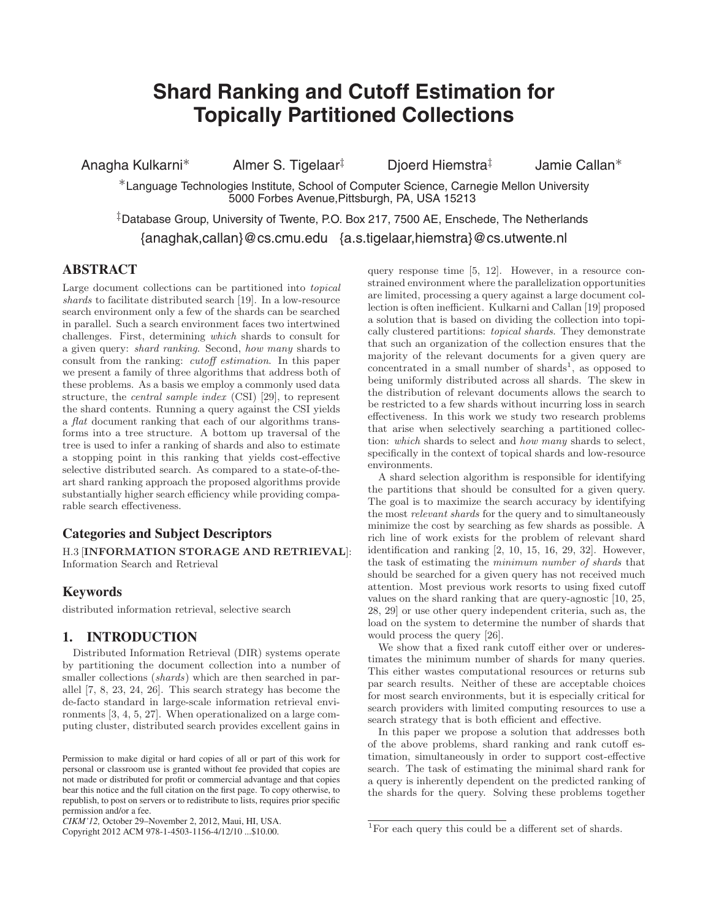# Shard Ranking and Cutoff Estimation for Topically Partitioned Collections

Anagha Kulkarni* Almer S. Tigelaar‡ Djoerd Hiemstra‡ Jamie Callan*

*Language Technologies Institute, School of Computer Science, Carnegie Mellon University
5000 Forbes Avenue,Pittsburgh, PA, USA 15213

‡Database Group, University of Twente, P.O. Box 217, 7500 AE, Enschede, The Netherlands

{anaghak,callan}@cs.cmu.edu {a.s.tigelaar,hiemstra}@cs.utwente.nl

## ABSTRACT

Large document collections can be partitioned into *topical shards* to facilitate distributed search [19]. In a low-resource search environment only a few of the shards can be searched in parallel. Such a search environment faces two intertwined challenges. First, determining *which* shards to consult for a given query: *shard ranking*. Second, *how many* shards to consult from the ranking: *cutoff estimation*. In this paper we present a family of three algorithms that address both of these problems. As a basis we employ a commonly used data structure, the *central sample index* (CSI) [29], to represent the shard contents. Running a query against the CSI yields a *flat* document ranking that each of our algorithms transforms into a tree structure. A bottom up traversal of the tree is used to infer a ranking of shards and also to estimate a stopping point in this ranking that yields cost-effective selective distributed search. As compared to a state-of-the-art shard ranking approach the proposed algorithms provide substantially higher search efficiency while providing comparable search effectiveness.

### Categories and Subject Descriptors

H.3 [**INFORMATION STORAGE AND RETRIEVAL**]: Information Search and Retrieval

### Keywords

distributed information retrieval, selective search

## 1. INTRODUCTION

Distributed Information Retrieval (DIR) systems operate by partitioning the document collection into a number of smaller collections (*shards*) which are then searched in parallel [7, 8, 23, 24, 26]. This search strategy has become the de-facto standard in large-scale information retrieval environments [3, 4, 5, 27]. When operationalized on a large computing cluster, distributed search provides excellent gains in query response time [5, 12]. However, in a resource constrained environment where the parallelization opportunities are limited, processing a query against a large document collection is often inefficient. Kulkarni and Callan [19] proposed a solution that is based on dividing the collection into topically clustered partitions: *topical shards*. They demonstrate that such an organization of the collection ensures that the majority of the relevant documents for a given query are concentrated in a small number of shards[1], as opposed to being uniformly distributed across all shards. The skew in the distribution of relevant documents allows the search to be restricted to a few shards without incurring loss in search effectiveness. In this work we study two research problems that arise when selectively searching a partitioned collection: *which* shards to select and *how many* shards to select, specifically in the context of topical shards and low-resource environments.

A shard selection algorithm is responsible for identifying the partitions that should be consulted for a given query. The goal is to maximize the search accuracy by identifying the most *relevant shards* for the query and to simultaneously minimize the cost by searching as few shards as possible. A rich line of work exists for the problem of relevant shard identification and ranking [2, 10, 15, 16, 29, 32]. However, the task of estimating the *minimum number of shards* that should be searched for a given query has not received much attention. Most previous work resorts to using fixed cutoff values on the shard ranking that are query-agnostic [10, 25, 28, 29] or use other query independent criteria, such as, the load on the system to determine the number of shards that would process the query [26].

We show that a fixed rank cutoff either over or underestimates the minimum number of shards for many queries. This either wastes computational resources or returns sub par search results. Neither of these are acceptable choices for most search environments, but it is especially critical for search providers with limited computing resources to use a search strategy that is both efficient and effective.

In this paper we propose a solution that addresses both of the above problems, shard ranking and rank cutoff estimation, simultaneously in order to support cost-effective search. The task of estimating the minimal shard rank for a query is inherently dependent on the predicted ranking of the shards for the query. Solving these problems together

[1] For each query this could be a different set of shards.

Permission to make digital or hard copies of all or part of this work for personal or classroom use is granted without fee provided that copies are not made or distributed for profit or commercial advantage and that copies bear this notice and the full citation on the first page. To copy otherwise, to republish, to post on servers or to redistribute to lists, requires prior specific permission and/or a fee.
*CIKM'12,* October 29–November 2, 2012, Maui, HI, USA.
Copyright 2012 ACM 978-1-4503-1156-4/12/10 ...$10.00.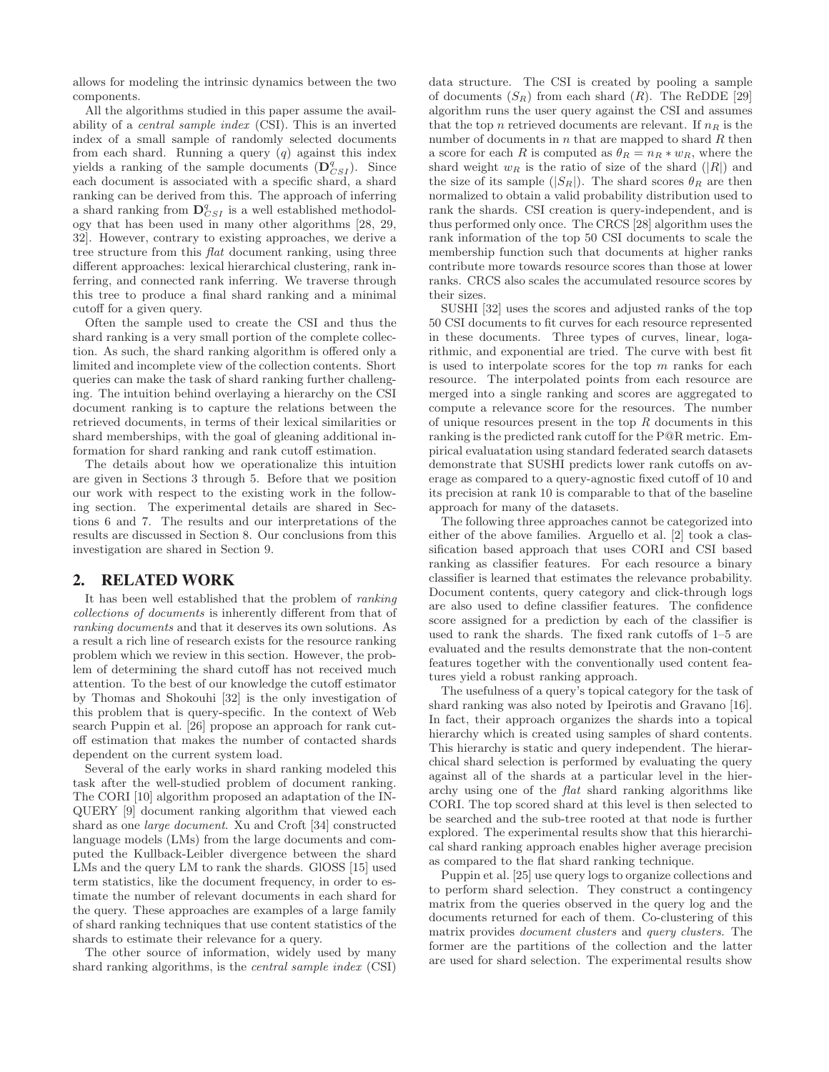allows for modeling the intrinsic dynamics between the two components.

All the algorithms studied in this paper assume the availability of a *central sample index* (CSI). This is an inverted index of a small sample of randomly selected documents from each shard. Running a query ($q$) against this index yields a ranking of the sample documents ($\mathbf{D}^q_{CSI}$). Since each document is associated with a specific shard, a shard ranking can be derived from this. The approach of inferring a shard ranking from $\mathbf{D}^q_{CSI}$ is a well established methodology that has been used in many other algorithms [28, 29, 32]. However, contrary to existing approaches, we derive a tree structure from this *flat* document ranking, using three different approaches: lexical hierarchical clustering, rank inferring, and connected rank inferring. We traverse through this tree to produce a final shard ranking and a minimal cutoff for a given query.

Often the sample used to create the CSI and thus the shard ranking is a very small portion of the complete collection. As such, the shard ranking algorithm is offered only a limited and incomplete view of the collection contents. Short queries can make the task of shard ranking further challenging. The intuition behind overlaying a hierarchy on the CSI document ranking is to capture the relations between the retrieved documents, in terms of their lexical similarities or shard memberships, with the goal of gleaning additional information for shard ranking and rank cutoff estimation.

The details about how we operationalize this intuition are given in Sections 3 through 5. Before that we position our work with respect to the existing work in the following section. The experimental details are shared in Sections 6 and 7. The results and our interpretations of the results are discussed in Section 8. Our conclusions from this investigation are shared in Section 9.

## 2. RELATED WORK

It has been well established that the problem of *ranking collections of documents* is inherently different from that of *ranking documents* and that it deserves its own solutions. As a result a rich line of research exists for the resource ranking problem which we review in this section. However, the problem of determining the shard cutoff has not received much attention. To the best of our knowledge the cutoff estimator by Thomas and Shokouhi [32] is the only investigation of this problem that is query-specific. In the context of Web search Puppin et al. [26] propose an approach for rank cutoff estimation that makes the number of contacted shards dependent on the current system load.

Several of the early works in shard ranking modeled this task after the well-studied problem of document ranking. The CORI [10] algorithm proposed an adaptation of the INQUERY [9] document ranking algorithm that viewed each shard as one *large document*. Xu and Croft [34] constructed language models (LMs) from the large documents and computed the Kullback-Leibler divergence between the shard LMs and the query LM to rank the shards. GlOSS [15] used term statistics, like the document frequency, in order to estimate the number of relevant documents in each shard for the query. These approaches are examples of a large family of shard ranking techniques that use content statistics of the shards to estimate their relevance for a query.

The other source of information, widely used by many shard ranking algorithms, is the *central sample index* (CSI) data structure. The CSI is created by pooling a sample of documents ($S_R$) from each shard ($R$). The ReDDE [29] algorithm runs the user query against the CSI and assumes that the top $n$ retrieved documents are relevant. If $n_R$ is the number of documents in $n$ that are mapped to shard $R$ then a score for each $R$ is computed as $\theta_R = n_R * w_R$, where the shard weight $w_R$ is the ratio of size of the shard ($|R|$) and the size of its sample ($|S_R|$). The shard scores $\theta_R$ are then normalized to obtain a valid probability distribution used to rank the shards. CSI creation is query-independent, and is thus performed only once. The CRCS [28] algorithm uses the rank information of the top 50 CSI documents to scale the membership function such that documents at higher ranks contribute more towards resource scores than those at lower ranks. CRCS also scales the accumulated resource scores by their sizes.

SUSHI [32] uses the scores and adjusted ranks of the top 50 CSI documents to fit curves for each resource represented in these documents. Three types of curves, linear, logarithmic, and exponential are tried. The curve with best fit is used to interpolate scores for the top $m$ ranks for each resource. The interpolated points from each resource are merged into a single ranking and scores are aggregated to compute a relevance score for the resources. The number of unique resources present in the top $R$ documents in this ranking is the predicted rank cutoff for the P@R metric. Empirical evaluatation using standard federated search datasets demonstrate that SUSHI predicts lower rank cutoffs on average as compared to a query-agnostic fixed cutoff of 10 and its precision at rank 10 is comparable to that of the baseline approach for many of the datasets.

The following three approaches cannot be categorized into either of the above families. Arguello et al. [2] took a classification based approach that uses CORI and CSI based ranking as classifier features. For each resource a binary classifier is learned that estimates the relevance probability. Document contents, query category and click-through logs are also used to define classifier features. The confidence score assigned for a prediction by each of the classifier is used to rank the shards. The fixed rank cutoffs of 1–5 are evaluated and the results demonstrate that the non-content features together with the conventionally used content features yield a robust ranking approach.

The usefulness of a query's topical category for the task of shard ranking was also noted by Ipeirotis and Gravano [16]. In fact, their approach organizes the shards into a topical hierarchy which is created using samples of shard contents. This hierarchy is static and query independent. The hierarchical shard selection is performed by evaluating the query against all of the shards at a particular level in the hierarchy using one of the *flat* shard ranking algorithms like CORI. The top scored shard at this level is then selected to be searched and the sub-tree rooted at that node is further explored. The experimental results show that this hierarchical shard ranking approach enables higher average precision as compared to the flat shard ranking technique.

Puppin et al. [25] use query logs to organize collections and to perform shard selection. They construct a contingency matrix from the queries observed in the query log and the documents returned for each of them. Co-clustering of this matrix provides *document clusters* and *query clusters*. The former are the partitions of the collection and the latter are used for shard selection. The experimental results show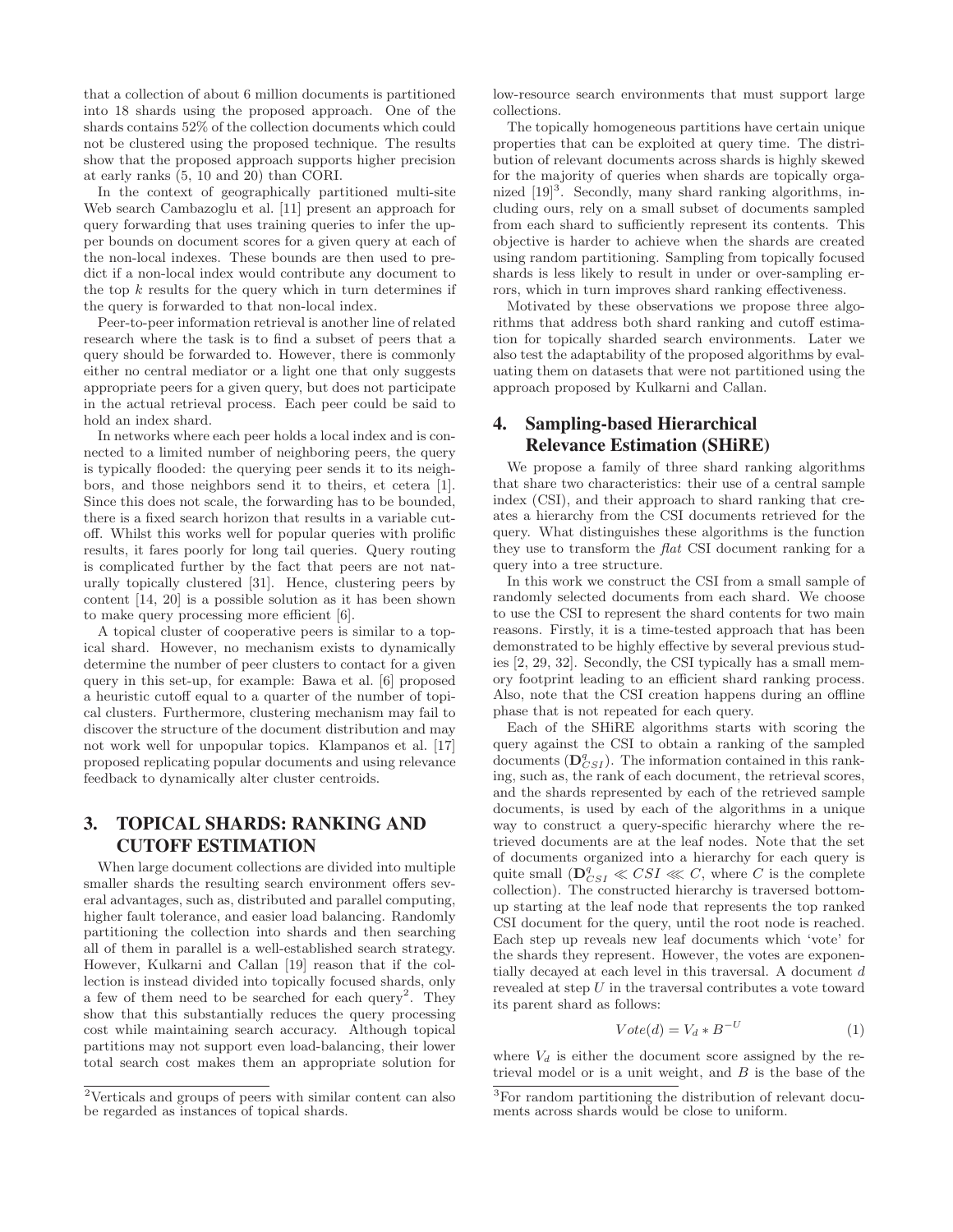that a collection of about 6 million documents is partitioned into 18 shards using the proposed approach. One of the shards contains 52% of the collection documents which could not be clustered using the proposed technique. The results show that the proposed approach supports higher precision at early ranks (5, 10 and 20) than CORI.

In the context of geographically partitioned multi-site Web search Cambazoglu et al. [11] present an approach for query forwarding that uses training queries to infer the upper bounds on document scores for a given query at each of the non-local indexes. These bounds are then used to predict if a non-local index would contribute any document to the top $k$ results for the query which in turn determines if the query is forwarded to that non-local index.

Peer-to-peer information retrieval is another line of related research where the task is to find a subset of peers that a query should be forwarded to. However, there is commonly either no central mediator or a light one that only suggests appropriate peers for a given query, but does not participate in the actual retrieval process. Each peer could be said to hold an index shard.

In networks where each peer holds a local index and is connected to a limited number of neighboring peers, the query is typically flooded: the querying peer sends it to its neighbors, and those neighbors send it to theirs, et cetera [1]. Since this does not scale, the forwarding has to be bounded, there is a fixed search horizon that results in a variable cutoff. Whilst this works well for popular queries with prolific results, it fares poorly for long tail queries. Query routing is complicated further by the fact that peers are not naturally topically clustered [31]. Hence, clustering peers by content [14, 20] is a possible solution as it has been shown to make query processing more efficient [6].

A topical cluster of cooperative peers is similar to a topical shard. However, no mechanism exists to dynamically determine the number of peer clusters to contact for a given query in this set-up, for example: Bawa et al. [6] proposed a heuristic cutoff equal to a quarter of the number of topical clusters. Furthermore, clustering mechanism may fail to discover the structure of the document distribution and may not work well for unpopular topics. Klampanos et al. [17] proposed replicating popular documents and using relevance feedback to dynamically alter cluster centroids.

## 3. TOPICAL SHARDS: RANKING AND CUTOFF ESTIMATION

When large document collections are divided into multiple smaller shards the resulting search environment offers several advantages, such as, distributed and parallel computing, higher fault tolerance, and easier load balancing. Randomly partitioning the collection into shards and then searching all of them in parallel is a well-established search strategy. However, Kulkarni and Callan [19] reason that if the collection is instead divided into topically focused shards, only a few of them need to be searched for each query[2]. They show that this substantially reduces the query processing cost while maintaining search accuracy. Although topical partitions may not support even load-balancing, their lower total search cost makes them an appropriate solution for low-resource search environments that must support large collections.

The topically homogeneous partitions have certain unique properties that can be exploited at query time. The distribution of relevant documents across shards is highly skewed for the majority of queries when shards are topically organized [19][3]. Secondly, many shard ranking algorithms, including ours, rely on a small subset of documents sampled from each shard to sufficiently represent its contents. This objective is harder to achieve when the shards are created using random partitioning. Sampling from topically focused shards is less likely to result in under or over-sampling errors, which in turn improves shard ranking effectiveness.

Motivated by these observations we propose three algorithms that address both shard ranking and cutoff estimation for topically sharded search environments. Later we also test the adaptability of the proposed algorithms by evaluating them on datasets that were not partitioned using the approach proposed by Kulkarni and Callan.

## 4. Sampling-based Hierarchical Relevance Estimation (SHiRE)

We propose a family of three shard ranking algorithms that share two characteristics: their use of a central sample index (CSI), and their approach to shard ranking that creates a hierarchy from the CSI documents retrieved for the query. What distinguishes these algorithms is the function they use to transform the *flat* CSI document ranking for a query into a tree structure.

In this work we construct the CSI from a small sample of randomly selected documents from each shard. We choose to use the CSI to represent the shard contents for two main reasons. Firstly, it is a time-tested approach that has been demonstrated to be highly effective by several previous studies [2, 29, 32]. Secondly, the CSI typically has a small memory footprint leading to an efficient shard ranking process. Also, note that the CSI creation happens during an offline phase that is not repeated for each query.

Each of the SHiRE algorithms starts with scoring the query against the CSI to obtain a ranking of the sampled documents ($\mathbf{D}^q_{CSI}$). The information contained in this ranking, such as, the rank of each document, the retrieval scores, and the shards represented by each of the retrieved sample documents, is used by each of the algorithms in a unique way to construct a query-specific hierarchy where the retrieved documents are at the leaf nodes. Note that the set of documents organized into a hierarchy for each query is quite small ($\mathbf{D}^q_{CSI} \ll CSI \lll C$, where $C$ is the complete collection). The constructed hierarchy is traversed bottom-up starting at the leaf node that represents the top ranked CSI document for the query, until the root node is reached. Each step up reveals new leaf documents which 'vote' for the shards they represent. However, the votes are exponentially decayed at each level in this traversal. A document $d$ revealed at step $U$ in the traversal contributes a vote toward its parent shard as follows:

$$Vote(d) = V_d * B^{-U} \tag{1}$$

where $V_d$ is either the document score assigned by the retrieval model or is a unit weight, and $B$ is the base of the

[2] Verticals and groups of peers with similar content can also be regarded as instances of topical shards.

[3] For random partitioning the distribution of relevant documents across shards would be close to uniform.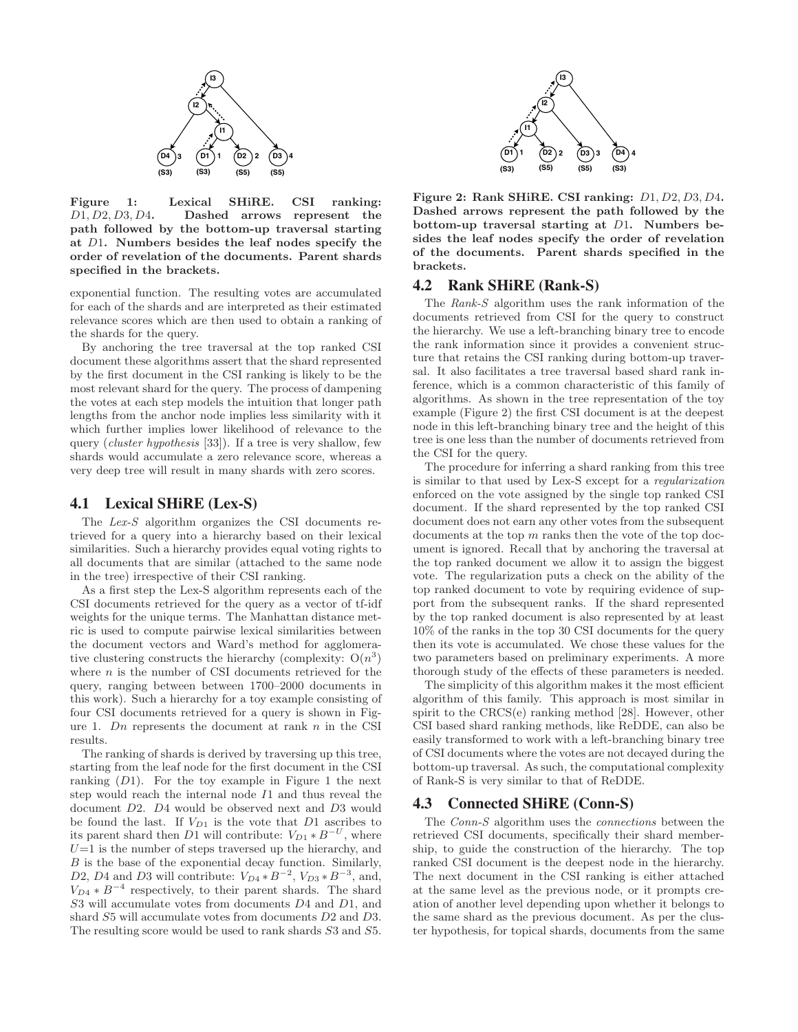I3

I2

I1

D4 3 (S3)

D1 1 (S3)

D2 2 (S5)

D3 4 (S5)

**Figure 1: Lexical SHiRE. CSI ranking: $D1, D2, D3, D4$. Dashed arrows represent the path followed by the bottom-up traversal starting at $D1$. Numbers besides the leaf nodes specify the order of revelation of the documents. Parent shards specified in the brackets.**

I3

I2

I1

D1 1 (S3)

D2 2 (S5)

D3 3 (S5)

D4 4 (S3)

**Figure 2: Rank SHiRE. CSI ranking: $D1, D2, D3, D4$. Dashed arrows represent the path followed by the bottom-up traversal starting at $D1$. Numbers besides the leaf nodes specify the order of revelation of the documents. Parent shards specified in the brackets.**

exponential function. The resulting votes are accumulated for each of the shards and are interpreted as their estimated relevance scores which are then used to obtain a ranking of the shards for the query.

By anchoring the tree traversal at the top ranked CSI document these algorithms assert that the shard represented by the first document in the CSI ranking is likely to be the most relevant shard for the query. The process of dampening the votes at each step models the intuition that longer path lengths from the anchor node implies less similarity with it which further implies lower likelihood of relevance to the query (*cluster hypothesis* [33]). If a tree is very shallow, few shards would accumulate a zero relevance score, whereas a very deep tree will result in many shards with zero scores.

## 4.1 Lexical SHiRE (Lex-S)

The *Lex-S* algorithm organizes the CSI documents retrieved for a query into a hierarchy based on their lexical similarities. Such a hierarchy provides equal voting rights to all documents that are similar (attached to the same node in the tree) irrespective of their CSI ranking.

As a first step the Lex-S algorithm represents each of the CSI documents retrieved for the query as a vector of tf-idf weights for the unique terms. The Manhattan distance metric is used to compute pairwise lexical similarities between the document vectors and Ward's method for agglomerative clustering constructs the hierarchy (complexity: $O(n^3)$ where $n$ is the number of CSI documents retrieved for the query, ranging between between 1700–2000 documents in this work). Such a hierarchy for a toy example consisting of four CSI documents retrieved for a query is shown in Figure 1. $Dn$ represents the document at rank $n$ in the CSI results.

The ranking of shards is derived by traversing up this tree, starting from the leaf node for the first document in the CSI ranking ($D1$). For the toy example in Figure 1 the next step would reach the internal node $I1$ and thus reveal the document $D2$. $D4$ would be observed next and $D3$ would be found the last. If $V_{D1}$ is the vote that $D1$ ascribes to its parent shard then $D1$ will contribute: $V_{D1} * B^{-U}$, where $U$=1 is the number of steps traversed up the hierarchy, and $B$ is the base of the exponential decay function. Similarly, $D2$, $D4$ and $D3$ will contribute: $V_{D4} * B^{-2}$, $V_{D3} * B^{-3}$, and, $V_{D4} * B^{-4}$ respectively, to their parent shards. The shard $S3$ will accumulate votes from documents $D4$ and $D1$, and shard $S5$ will accumulate votes from documents $D2$ and $D3$. The resulting score would be used to rank shards $S3$ and $S5$.

## 4.2 Rank SHiRE (Rank-S)

The *Rank-S* algorithm uses the rank information of the documents retrieved from CSI for the query to construct the hierarchy. We use a left-branching binary tree to encode the rank information since it provides a convenient structure that retains the CSI ranking during bottom-up traversal. It also facilitates a tree traversal based shard rank inference, which is a common characteristic of this family of algorithms. As shown in the tree representation of the toy example (Figure 2) the first CSI document is at the deepest node in this left-branching binary tree and the height of this tree is one less than the number of documents retrieved from the CSI for the query.

The procedure for inferring a shard ranking from this tree is similar to that used by Lex-S except for a *regularization* enforced on the vote assigned by the single top ranked CSI document. If the shard represented by the top ranked CSI document does not earn any other votes from the subsequent documents at the top $m$ ranks then the vote of the top document is ignored. Recall that by anchoring the traversal at the top ranked document we allow it to assign the biggest vote. The regularization puts a check on the ability of the top ranked document to vote by requiring evidence of support from the subsequent ranks. If the shard represented by the top ranked document is also represented by at least 10% of the ranks in the top 30 CSI documents for the query then its vote is accumulated. We chose these values for the two parameters based on preliminary experiments. A more thorough study of the effects of these parameters is needed.

The simplicity of this algorithm makes it the most efficient algorithm of this family. This approach is most similar in spirit to the CRCS(e) ranking method [28]. However, other CSI based shard ranking methods, like ReDDE, can also be easily transformed to work with a left-branching binary tree of CSI documents where the votes are not decayed during the bottom-up traversal. As such, the computational complexity of Rank-S is very similar to that of ReDDE.

## 4.3 Connected SHiRE (Conn-S)

The *Conn-S* algorithm uses the *connections* between the retrieved CSI documents, specifically their shard membership, to guide the construction of the hierarchy. The top ranked CSI document is the deepest node in the hierarchy. The next document in the CSI ranking is either attached at the same level as the previous node, or it prompts creation of another level depending upon whether it belongs to the same shard as the previous document. As per the cluster hypothesis, for topical shards, documents from the same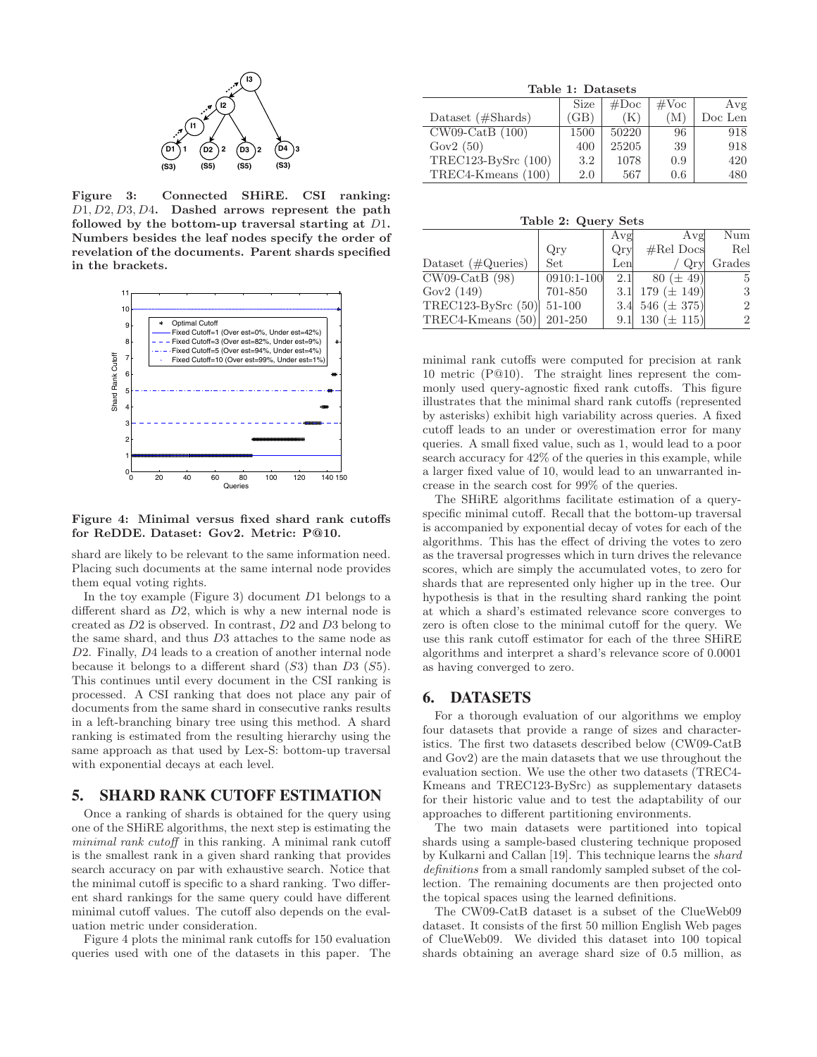Figure 3: Connected SHiRE. CSI ranking: $D1, D2, D3, D4$. Dashed arrows represent the path followed by the bottom-up traversal starting at $D1$. Numbers besides the leaf nodes specify the order of revelation of the documents. Parent shards specified in the brackets.

Figure 4: Minimal versus fixed shard rank cutoffs for ReDDE. Dataset: Gov2. Metric: P@10.

shard are likely to be relevant to the same information need. Placing such documents at the same internal node provides them equal voting rights.

In the toy example (Figure 3) document $D1$ belongs to a different shard as $D2$, which is why a new internal node is created as $D2$ is observed. In contrast, $D2$ and $D3$ belong to the same shard, and thus $D3$ attaches to the same node as $D2$. Finally, $D4$ leads to a creation of another internal node because it belongs to a different shard ($S3$) than $D3$ ($S5$). This continues until every document in the CSI ranking is processed. A CSI ranking that does not place any pair of documents from the same shard in consecutive ranks results in a left-branching binary tree using this method. A shard ranking is estimated from the resulting hierarchy using the same approach as that used by Lex-S: bottom-up traversal with exponential decays at each level.

## 5. SHARD RANK CUTOFF ESTIMATION

Once a ranking of shards is obtained for the query using one of the SHiRE algorithms, the next step is estimating the *minimal rank cutoff* in this ranking. A minimal rank cutoff is the smallest rank in a given shard ranking that provides search accuracy on par with exhaustive search. Notice that the minimal cutoff is specific to a shard ranking. Two different shard rankings for the same query could have different minimal cutoff values. The cutoff also depends on the evaluation metric under consideration.

Figure 4 plots the minimal rank cutoffs for 150 evaluation queries used with one of the datasets in this paper. The minimal rank cutoffs were computed for precision at rank 10 metric (P@10). The straight lines represent the commonly used query-agnostic fixed rank cutoffs. This figure illustrates that the minimal shard rank cutoffs (represented by asterisks) exhibit high variability across queries. A fixed cutoff leads to an under or overestimation error for many queries. A small fixed value, such as 1, would lead to a poor search accuracy for 42% of the queries in this example, while a larger fixed value of 10, would lead to an unwarranted increase in the search cost for 99% of the queries.

The SHiRE algorithms facilitate estimation of a query-specific minimal cutoff. Recall that the bottom-up traversal is accompanied by exponential decay of votes for each of the algorithms. This has the effect of driving the votes to zero as the traversal progresses which in turn drives the relevance scores, which are simply the accumulated votes, to zero for shards that are represented only higher up in the tree. Our hypothesis is that in the resulting shard ranking the point at which a shard's estimated relevance score converges to zero is often close to the minimal cutoff for the query. We use this rank cutoff estimator for each of the three SHiRE algorithms and interpret a shard's relevance score of 0.0001 as having converged to zero.

**Table 1: Datasets**

| Dataset (#Shards) | Size (GB) | #Doc (K) | #Voc (M) | Avg Doc Len |
|---|---|---|---|---|
| CW09-CatB (100) | 1500 | 50220 | 96 | 918 |
| Gov2 (50) | 400 | 25205 | 39 | 918 |
| TREC123-BySrc (100) | 3.2 | 1078 | 0.9 | 420 |
| TREC4-Kmeans (100) | 2.0 | 567 | 0.6 | 480 |

**Table 2: Query Sets**

| Dataset (#Queries) | Qry Set | Avg Qry Len | Avg #Rel Docs / Qry | Num Rel Grades |
|---|---|---|---|---|
| CW09-CatB (98) | 0910:1-100 | 2.1 | 80 ($\pm$ 49) | 5 |
| Gov2 (149) | 701-850 | 3.1 | 179 ($\pm$ 149) | 3 |
| TREC123-BySrc (50) | 51-100 | 3.4 | 546 ($\pm$ 375) | 2 |
| TREC4-Kmeans (50) | 201-250 | 9.1 | 130 ($\pm$ 115) | 2 |

## 6. DATASETS

For a thorough evaluation of our algorithms we employ four datasets that provide a range of sizes and characteristics. The first two datasets described below (CW09-CatB and Gov2) are the main datasets that we use throughout the evaluation section. We use the other two datasets (TREC4-Kmeans and TREC123-BySrc) as supplementary datasets for their historic value and to test the adaptability of our approaches to different partitioning environments.

The two main datasets were partitioned into topical shards using a sample-based clustering technique proposed by Kulkarni and Callan [19]. This technique learns the *shard definitions* from a small randomly sampled subset of the collection. The remaining documents are then projected onto the topical spaces using the learned definitions.

The CW09-CatB dataset is a subset of the ClueWeb09 dataset. It consists of the first 50 million English Web pages of ClueWeb09. We divided this dataset into 100 topical shards obtaining an average shard size of 0.5 million, as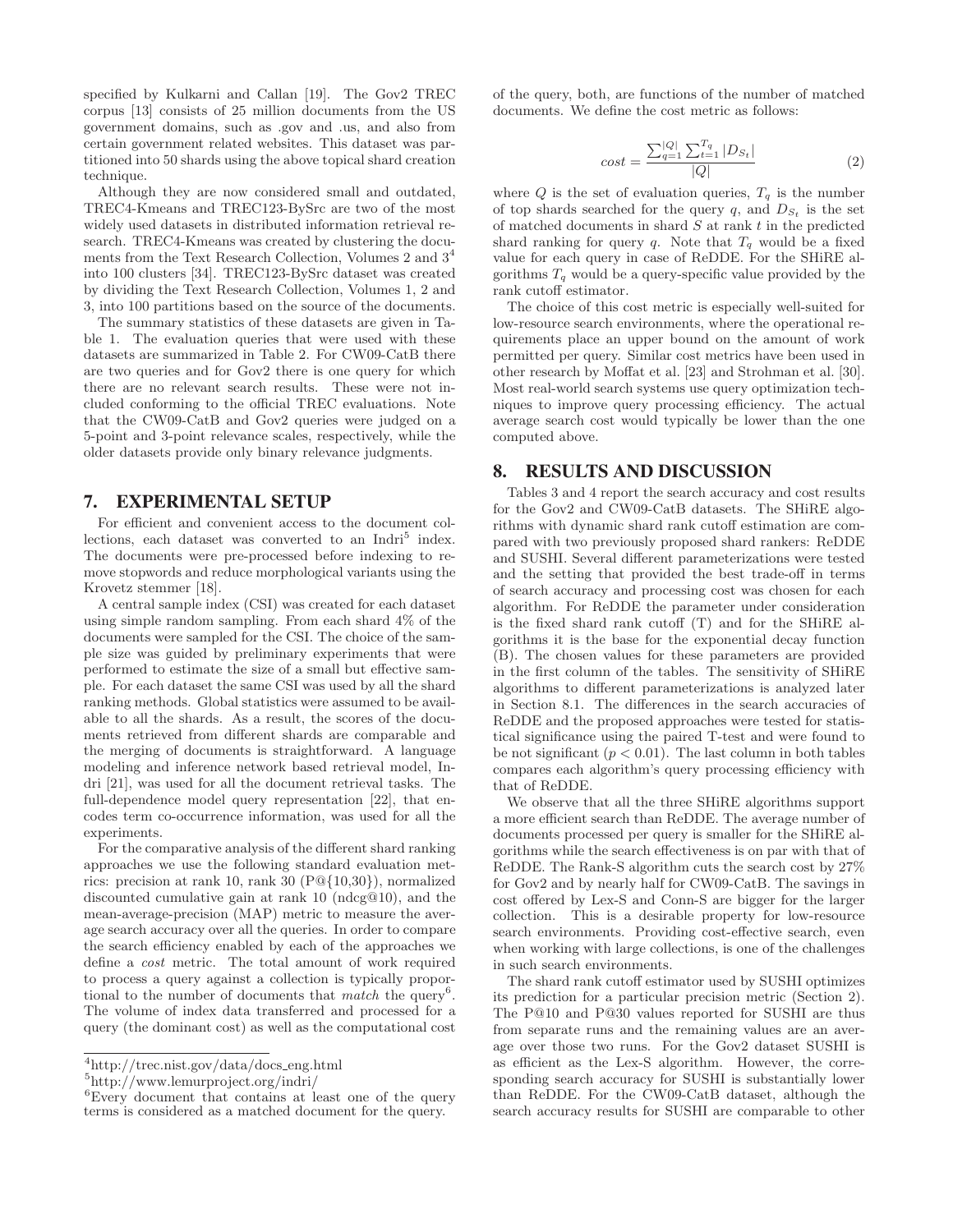specified by Kulkarni and Callan [19]. The Gov2 TREC corpus [13] consists of 25 million documents from the US government domains, such as .gov and .us, and also from certain government related websites. This dataset was partitioned into 50 shards using the above topical shard creation technique.

Although they are now considered small and outdated, TREC4-Kmeans and TREC123-BySrc are two of the most widely used datasets in distributed information retrieval research. TREC4-Kmeans was created by clustering the documents from the Text Research Collection, Volumes 2 and 3[4] into 100 clusters [34]. TREC123-BySrc dataset was created by dividing the Text Research Collection, Volumes 1, 2 and 3, into 100 partitions based on the source of the documents.

The summary statistics of these datasets are given in Table 1. The evaluation queries that were used with these datasets are summarized in Table 2. For CW09-CatB there are two queries and for Gov2 there is one query for which there are no relevant search results. These were not included conforming to the official TREC evaluations. Note that the CW09-CatB and Gov2 queries were judged on a 5-point and 3-point relevance scales, respectively, while the older datasets provide only binary relevance judgments.

## 7. EXPERIMENTAL SETUP

For efficient and convenient access to the document collections, each dataset was converted to an Indri[5] index. The documents were pre-processed before indexing to remove stopwords and reduce morphological variants using the Krovetz stemmer [18].

A central sample index (CSI) was created for each dataset using simple random sampling. From each shard 4% of the documents were sampled for the CSI. The choice of the sample size was guided by preliminary experiments that were performed to estimate the size of a small but effective sample. For each dataset the same CSI was used by all the shard ranking methods. Global statistics were assumed to be available to all the shards. As a result, the scores of the documents retrieved from different shards are comparable and the merging of documents is straightforward. A language modeling and inference network based retrieval model, Indri [21], was used for all the document retrieval tasks. The full-dependence model query representation [22], that encodes term co-occurrence information, was used for all the experiments.

For the comparative analysis of the different shard ranking approaches we use the following standard evaluation metrics: precision at rank 10, rank 30 (P@{10,30}), normalized discounted cumulative gain at rank 10 (ndcg@10), and the mean-average-precision (MAP) metric to measure the average search accuracy over all the queries. In order to compare the search efficiency enabled by each of the approaches we define a *cost* metric. The total amount of work required to process a query against a collection is typically proportional to the number of documents that *match* the query[6]. The volume of index data transferred and processed for a query (the dominant cost) as well as the computational cost of the query, both, are functions of the number of matched documents. We define the cost metric as follows:

$$cost = \frac{\sum_{q=1}^{|Q|} \sum_{t=1}^{T_q} |D_{S_t}|}{|Q|} \tag{2}$$

where $Q$ is the set of evaluation queries, $T_q$ is the number of top shards searched for the query $q$, and $D_{S_t}$ is the set of matched documents in shard $S$ at rank $t$ in the predicted shard ranking for query $q$. Note that $T_q$ would be a fixed value for each query in case of ReDDE. For the SHiRE algorithms $T_q$ would be a query-specific value provided by the rank cutoff estimator.

The choice of this cost metric is especially well-suited for low-resource search environments, where the operational requirements place an upper bound on the amount of work permitted per query. Similar cost metrics have been used in other research by Moffat et al. [23] and Strohman et al. [30]. Most real-world search systems use query optimization techniques to improve query processing efficiency. The actual average search cost would typically be lower than the one computed above.

## 8. RESULTS AND DISCUSSION

Tables 3 and 4 report the search accuracy and cost results for the Gov2 and CW09-CatB datasets. The SHiRE algorithms with dynamic shard rank cutoff estimation are compared with two previously proposed shard rankers: ReDDE and SUSHI. Several different parameterizations were tested and the setting that provided the best trade-off in terms of search accuracy and processing cost was chosen for each algorithm. For ReDDE the parameter under consideration is the fixed shard rank cutoff (T) and for the SHiRE algorithms it is the base for the exponential decay function (B). The chosen values for these parameters are provided in the first column of the tables. The sensitivity of SHiRE algorithms to different parameterizations is analyzed later in Section 8.1. The differences in the search accuracies of ReDDE and the proposed approaches were tested for statistical significance using the paired T-test and were found to be not significant ($p < 0.01$). The last column in both tables compares each algorithm's query processing efficiency with that of ReDDE.

We observe that all the three SHiRE algorithms support a more efficient search than ReDDE. The average number of documents processed per query is smaller for the SHiRE algorithms while the search effectiveness is on par with that of ReDDE. The Rank-S algorithm cuts the search cost by 27% for Gov2 and by nearly half for CW09-CatB. The savings in cost offered by Lex-S and Conn-S are bigger for the larger collection. This is a desirable property for low-resource search environments. Providing cost-effective search, even when working with large collections, is one of the challenges in such search environments.

The shard rank cutoff estimator used by SUSHI optimizes its prediction for a particular precision metric (Section 2). The P@10 and P@30 values reported for SUSHI are thus from separate runs and the remaining values are an average over those two runs. For the Gov2 dataset SUSHI is as efficient as the Lex-S algorithm. However, the corresponding search accuracy for SUSHI is substantially lower than ReDDE. For the CW09-CatB dataset, although the search accuracy results for SUSHI are comparable to other

---

[4] http://trec.nist.gov/data/docs_eng.html

[5] http://www.lemurproject.org/indri/

[6] Every document that contains at least one of the query terms is considered as a matched document for the query.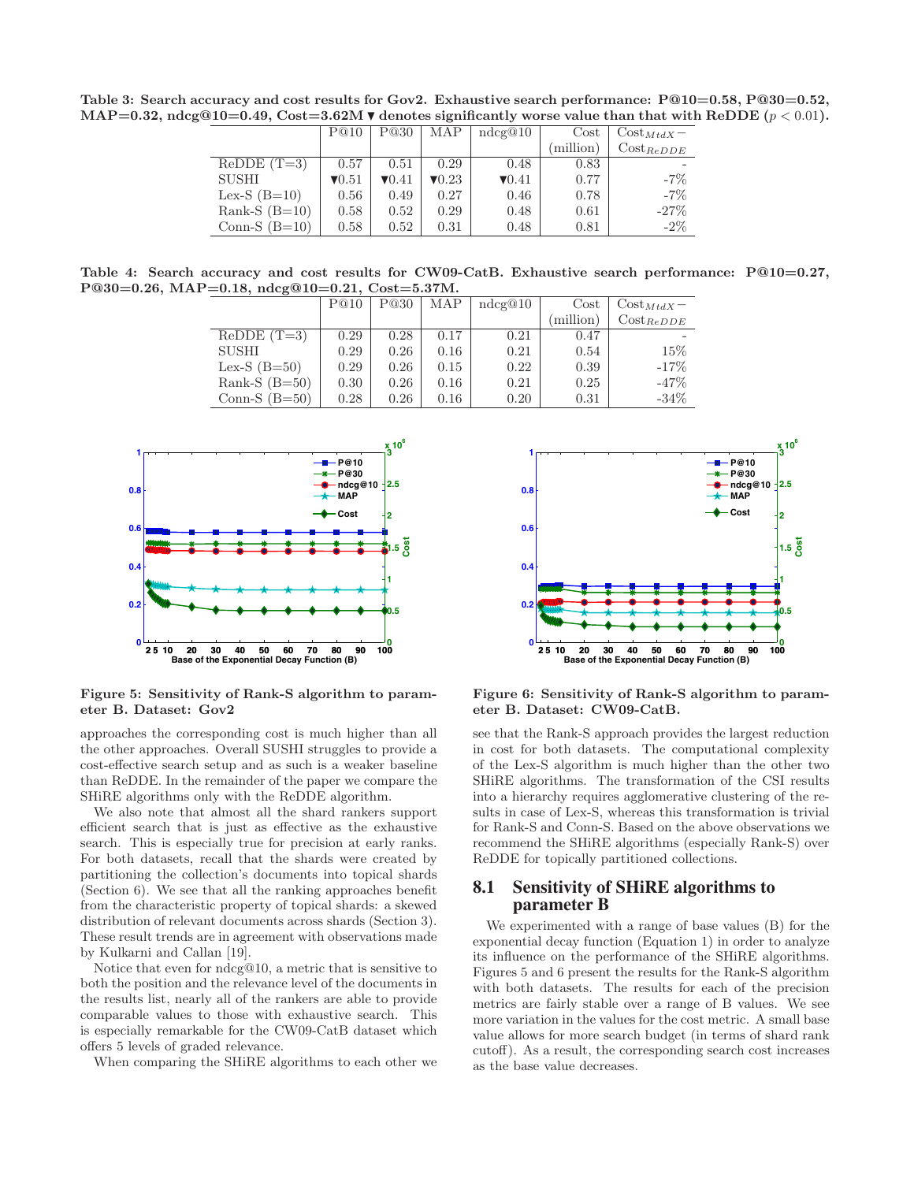**Table 3: Search accuracy and cost results for Gov2. Exhaustive search performance: P@10=0.58, P@30=0.52, MAP=0.32, ndcg@10=0.49, Cost=3.62M ▼ denotes significantly worse value than that with ReDDE ($p < 0.01$).**

| | P@10 | P@30 | MAP | ndcg@10 | Cost (million) | $\text{Cost}_{MtdX} - \text{Cost}_{ReDDE}$ |
|---|---|---|---|---|---|---|
| ReDDE (T=3) | 0.57 | 0.51 | 0.29 | 0.48 | 0.83 | - |
| SUSHI | ▼0.51 | ▼0.41 | ▼0.23 | ▼0.41 | 0.77 | -7% |
| Lex-S (B=10) | 0.56 | 0.49 | 0.27 | 0.46 | 0.78 | -7% |
| Rank-S (B=10) | 0.58 | 0.52 | 0.29 | 0.48 | 0.61 | -27% |
| Conn-S (B=10) | 0.58 | 0.52 | 0.31 | 0.48 | 0.81 | -2% |

**Table 4: Search accuracy and cost results for CW09-CatB. Exhaustive search performance: P@10=0.27, P@30=0.26, MAP=0.18, ndcg@10=0.21, Cost=5.37M.**

| | P@10 | P@30 | MAP | ndcg@10 | Cost (million) | $\text{Cost}_{MtdX} - \text{Cost}_{ReDDE}$ |
|---|---|---|---|---|---|---|
| ReDDE (T=3) | 0.29 | 0.28 | 0.17 | 0.21 | 0.47 | - |
| SUSHI | 0.29 | 0.26 | 0.16 | 0.21 | 0.54 | 15% |
| Lex-S (B=50) | 0.29 | 0.26 | 0.15 | 0.22 | 0.39 | -17% |
| Rank-S (B=50) | 0.30 | 0.26 | 0.16 | 0.21 | 0.25 | -47% |
| Conn-S (B=50) | 0.28 | 0.26 | 0.16 | 0.20 | 0.31 | -34% |

**Figure 5: Sensitivity of Rank-S algorithm to parameter B. Dataset: Gov2**

**Figure 6: Sensitivity of Rank-S algorithm to parameter B. Dataset: CW09-CatB.**

approaches the corresponding cost is much higher than all the other approaches. Overall SUSHI struggles to provide a cost-effective search setup and as such is a weaker baseline than ReDDE. In the remainder of the paper we compare the SHiRE algorithms only with the ReDDE algorithm.

We also note that almost all the shard rankers support efficient search that is just as effective as the exhaustive search. This is especially true for precision at early ranks. For both datasets, recall that the shards were created by partitioning the collection's documents into topical shards (Section 6). We see that all the ranking approaches benefit from the characteristic property of topical shards: a skewed distribution of relevant documents across shards (Section 3). These result trends are in agreement with observations made by Kulkarni and Callan [19].

Notice that even for ndcg@10, a metric that is sensitive to both the position and the relevance level of the documents in the results list, nearly all of the rankers are able to provide comparable values to those with exhaustive search. This is especially remarkable for the CW09-CatB dataset which offers 5 levels of graded relevance.

When comparing the SHiRE algorithms to each other we see that the Rank-S approach provides the largest reduction in cost for both datasets. The computational complexity of the Lex-S algorithm is much higher than the other two SHiRE algorithms. The transformation of the CSI results into a hierarchy requires agglomerative clustering of the results in case of Lex-S, whereas this transformation is trivial for Rank-S and Conn-S. Based on the above observations we recommend the SHiRE algorithms (especially Rank-S) over ReDDE for topically partitioned collections.

## 8.1 Sensitivity of SHiRE algorithms to parameter B

We experimented with a range of base values (B) for the exponential decay function (Equation 1) in order to analyze its influence on the performance of the SHiRE algorithms. Figures 5 and 6 present the results for the Rank-S algorithm with both datasets. The results for each of the precision metrics are fairly stable over a range of B values. We see more variation in the values for the cost metric. A small base value allows for more search budget (in terms of shard rank cutoff). As a result, the corresponding search cost increases as the base value decreases.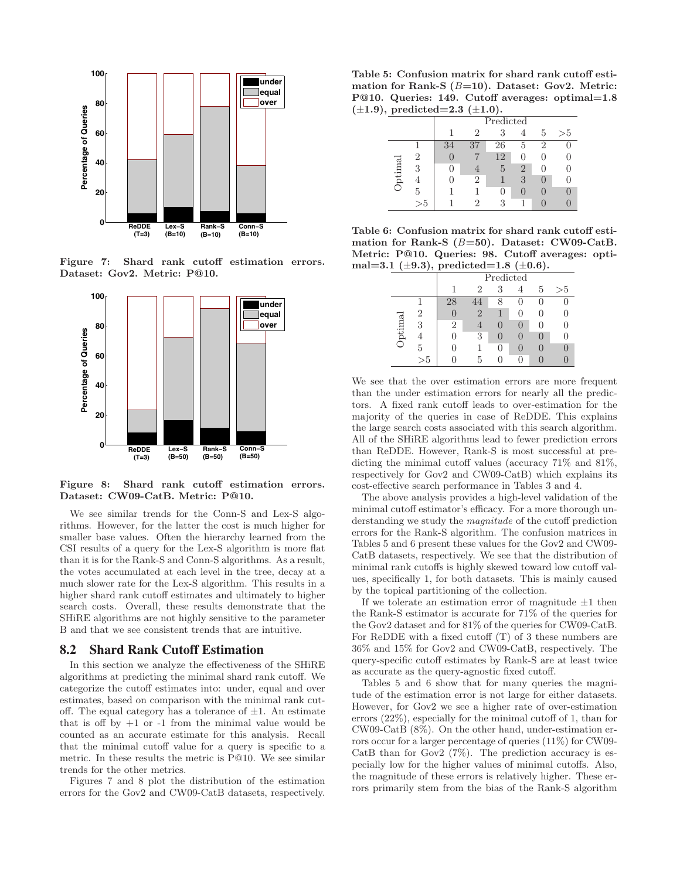Figure 7: Shard rank cutoff estimation errors. Dataset: Gov2. Metric: P@10.

Figure 8: Shard rank cutoff estimation errors. Dataset: CW09-CatB. Metric: P@10.

We see similar trends for the Conn-S and Lex-S algorithms. However, for the latter the cost is much higher for smaller base values. Often the hierarchy learned from the CSI results of a query for the Lex-S algorithm is more flat than it is for the Rank-S and Conn-S algorithms. As a result, the votes accumulated at each level in the tree, decay at a much slower rate for the Lex-S algorithm. This results in a higher shard rank cutoff estimates and ultimately to higher search costs. Overall, these results demonstrate that the SHiRE algorithms are not highly sensitive to the parameter B and that we see consistent trends that are intuitive.

## 8.2 Shard Rank Cutoff Estimation

In this section we analyze the effectiveness of the SHiRE algorithms at predicting the minimal shard rank cutoff. We categorize the cutoff estimates into: under, equal and over estimates, based on comparison with the minimal rank cutoff. The equal category has a tolerance of ±1. An estimate that is off by +1 or -1 from the minimal value would be counted as an accurate estimate for this analysis. Recall that the minimal cutoff value for a query is specific to a metric. In these results the metric is P@10. We see similar trends for the other metrics.

Figures 7 and 8 plot the distribution of the estimation errors for the Gov2 and CW09-CatB datasets, respectively.

**Table 5: Confusion matrix for shard rank cutoff estimation for Rank-S ($B$=10). Dataset: Gov2. Metric: P@10. Queries: 149. Cutoff averages: optimal=1.8 (±1.9), predicted=2.3 (±1.0).**

| | | Predicted | | | | | |
|---|---|---|---|---|---|---|---|
| | | 1 | 2 | 3 | 4 | 5 | >5 |
| Optimal | 1 | 34 | 37 | 26 | 5 | 2 | 0 |
| | 2 | 0 | 7 | 12 | 0 | 0 | 0 |
| | 3 | 0 | 4 | 5 | 2 | 0 | 0 |
| | 4 | 0 | 2 | 1 | 3 | 0 | 0 |
| | 5 | 1 | 1 | 0 | 0 | 0 | 0 |
| | >5 | 1 | 2 | 3 | 1 | 0 | 0 |

**Table 6: Confusion matrix for shard rank cutoff estimation for Rank-S ($B$=50). Dataset: CW09-CatB. Metric: P@10. Queries: 98. Cutoff averages: optimal=3.1 (±9.3), predicted=1.8 (±0.6).**

| | | Predicted | | | | | |
|---|---|---|---|---|---|---|---|
| | | 1 | 2 | 3 | 4 | 5 | >5 |
| Optimal | 1 | 28 | 44 | 8 | 0 | 0 | 0 |
| | 2 | 0 | 2 | 1 | 0 | 0 | 0 |
| | 3 | 2 | 4 | 0 | 0 | 0 | 0 |
| | 4 | 0 | 3 | 0 | 0 | 0 | 0 |
| | 5 | 0 | 1 | 0 | 0 | 0 | 0 |
| | >5 | 0 | 5 | 0 | 0 | 0 | 0 |

We see that the over estimation errors are more frequent than the under estimation errors for nearly all the predictors. A fixed rank cutoff leads to over-estimation for the majority of the queries in case of ReDDE. This explains the large search costs associated with this search algorithm. All of the SHiRE algorithms lead to fewer prediction errors than ReDDE. However, Rank-S is most successful at predicting the minimal cutoff values (accuracy 71% and 81%, respectively for Gov2 and CW09-CatB) which explains its cost-effective search performance in Tables 3 and 4.

The above analysis provides a high-level validation of the minimal cutoff estimator's efficacy. For a more thorough understanding we study the *magnitude* of the cutoff prediction errors for the Rank-S algorithm. The confusion matrices in Tables 5 and 6 present these values for the Gov2 and CW09-CatB datasets, respectively. We see that the distribution of minimal rank cutoffs is highly skewed toward low cutoff values, specifically 1, for both datasets. This is mainly caused by the topical partitioning of the collection.

If we tolerate an estimation error of magnitude ±1 then the Rank-S estimator is accurate for 71% of the queries for the Gov2 dataset and for 81% of the queries for CW09-CatB. For ReDDE with a fixed cutoff (T) of 3 these numbers are 36% and 15% for Gov2 and CW09-CatB, respectively. The query-specific cutoff estimates by Rank-S are at least twice as accurate as the query-agnostic fixed cutoff.

Tables 5 and 6 show that for many queries the magnitude of the estimation error is not large for either datasets. However, for Gov2 we see a higher rate of over-estimation errors (22%), especially for the minimal cutoff of 1, than for CW09-CatB (8%). On the other hand, under-estimation errors occur for a larger percentage of queries (11%) for CW09-CatB than for Gov2 (7%). The prediction accuracy is especially low for the higher values of minimal cutoffs. Also, the magnitude of these errors is relatively higher. These errors primarily stem from the bias of the Rank-S algorithm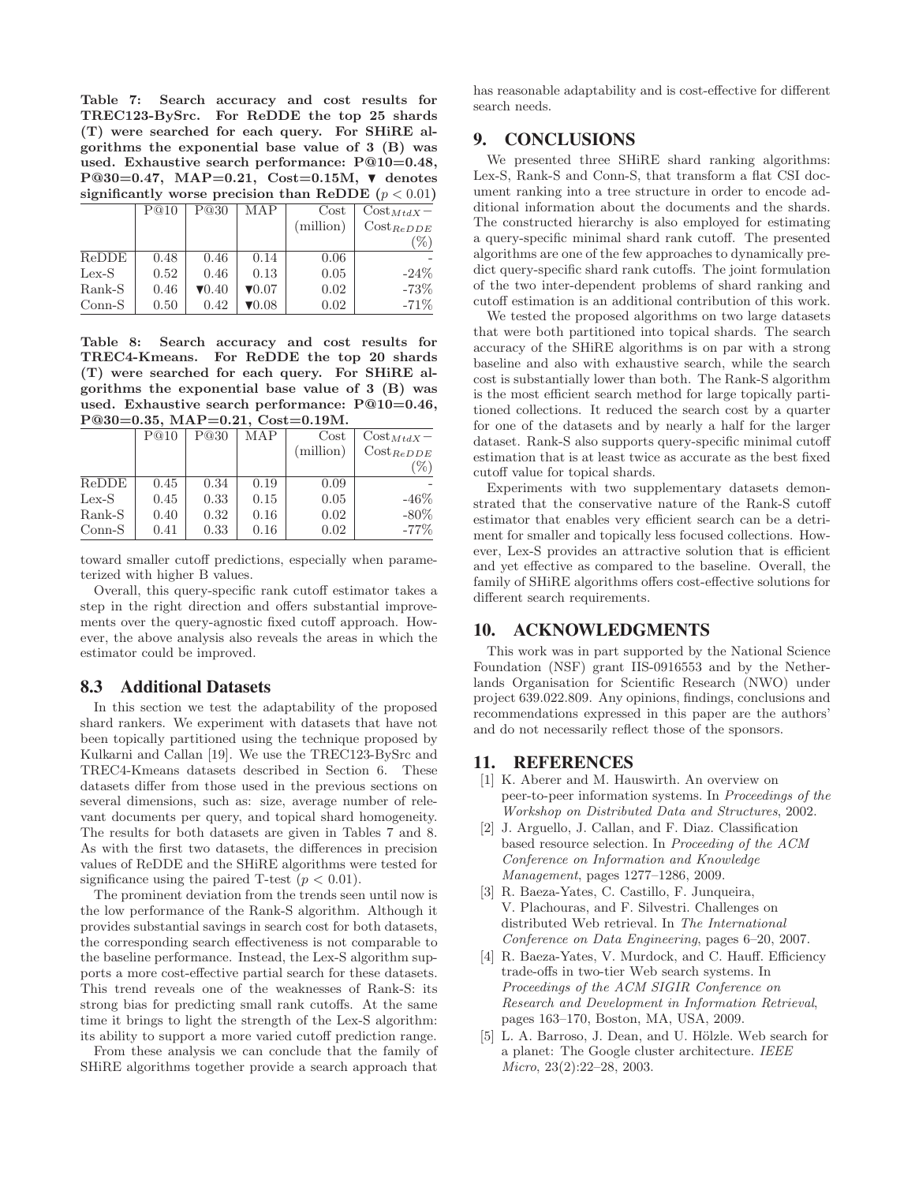**Table 7: Search accuracy and cost results for TREC123-BySrc. For ReDDE the top 25 shards (T) were searched for each query. For SHiRE algorithms the exponential base value of 3 (B) was used. Exhaustive search performance: P@10=0.48, P@30=0.47, MAP=0.21, Cost=0.15M, ▼ denotes significantly worse precision than ReDDE ($p < 0.01$)**

| | P@10 | P@30 | MAP | Cost (million) | $\text{Cost}_{MtdX} - \text{Cost}_{ReDDE}$ (%) |
|---|---|---|---|---|---|
| ReDDE | 0.48 | 0.46 | 0.14 | 0.06 | - |
| Lex-S | 0.52 | 0.46 | 0.13 | 0.05 | -24% |
| Rank-S | 0.46 | ▼0.40 | ▼0.07 | 0.02 | -73% |
| Conn-S | 0.50 | 0.42 | ▼0.08 | 0.02 | -71% |

**Table 8: Search accuracy and cost results for TREC4-Kmeans. For ReDDE the top 20 shards (T) were searched for each query. For SHiRE algorithms the exponential base value of 3 (B) was used. Exhaustive search performance: P@10=0.46, P@30=0.35, MAP=0.21, Cost=0.19M.**

| | P@10 | P@30 | MAP | Cost (million) | $\text{Cost}_{MtdX} - \text{Cost}_{ReDDE}$ (%) |
|---|---|---|---|---|---|
| ReDDE | 0.45 | 0.34 | 0.19 | 0.09 | - |
| Lex-S | 0.45 | 0.33 | 0.15 | 0.05 | -46% |
| Rank-S | 0.40 | 0.32 | 0.16 | 0.02 | -80% |
| Conn-S | 0.41 | 0.33 | 0.16 | 0.02 | -77% |

toward smaller cutoff predictions, especially when parameterized with higher B values.

Overall, this query-specific rank cutoff estimator takes a step in the right direction and offers substantial improvements over the query-agnostic fixed cutoff approach. However, the above analysis also reveals the areas in which the estimator could be improved.

### 8.3 Additional Datasets

In this section we test the adaptability of the proposed shard rankers. We experiment with datasets that have not been topically partitioned using the technique proposed by Kulkarni and Callan [19]. We use the TREC123-BySrc and TREC4-Kmeans datasets described in Section 6. These datasets differ from those used in the previous sections on several dimensions, such as: size, average number of relevant documents per query, and topical shard homogeneity. The results for both datasets are given in Tables 7 and 8. As with the first two datasets, the differences in precision values of ReDDE and the SHiRE algorithms were tested for significance using the paired T-test ($p < 0.01$).

The prominent deviation from the trends seen until now is the low performance of the Rank-S algorithm. Although it provides substantial savings in search cost for both datasets, the corresponding search effectiveness is not comparable to the baseline performance. Instead, the Lex-S algorithm supports a more cost-effective partial search for these datasets. This trend reveals one of the weaknesses of Rank-S: its strong bias for predicting small rank cutoffs. At the same time it brings to light the strength of the Lex-S algorithm: its ability to support a more varied cutoff prediction range.

From these analysis we can conclude that the family of SHiRE algorithms together provide a search approach that has reasonable adaptability and is cost-effective for different search needs.

## 9. CONCLUSIONS

We presented three SHiRE shard ranking algorithms: Lex-S, Rank-S and Conn-S, that transform a flat CSI document ranking into a tree structure in order to encode additional information about the documents and the shards. The constructed hierarchy is also employed for estimating a query-specific minimal shard rank cutoff. The presented algorithms are one of the few approaches to dynamically predict query-specific shard rank cutoffs. The joint formulation of the two inter-dependent problems of shard ranking and cutoff estimation is an additional contribution of this work.

We tested the proposed algorithms on two large datasets that were both partitioned into topical shards. The search accuracy of the SHiRE algorithms is on par with a strong baseline and also with exhaustive search, while the search cost is substantially lower than both. The Rank-S algorithm is the most efficient search method for large topically partitioned collections. It reduced the search cost by a quarter for one of the datasets and by nearly a half for the larger dataset. Rank-S also supports query-specific minimal cutoff estimation that is at least twice as accurate as the best fixed cutoff value for topical shards.

Experiments with two supplementary datasets demonstrated that the conservative nature of the Rank-S cutoff estimator that enables very efficient search can be a detriment for smaller and topically less focused collections. However, Lex-S provides an attractive solution that is efficient and yet effective as compared to the baseline. Overall, the family of SHiRE algorithms offers cost-effective solutions for different search requirements.

## 10. ACKNOWLEDGMENTS

This work was in part supported by the National Science Foundation (NSF) grant IIS-0916553 and by the Netherlands Organisation for Scientific Research (NWO) under project 639.022.809. Any opinions, findings, conclusions and recommendations expressed in this paper are the authors' and do not necessarily reflect those of the sponsors.

## 11. REFERENCES

[1] K. Aberer and M. Hauswirth. An overview on peer-to-peer information systems. In *Proceedings of the Workshop on Distributed Data and Structures*, 2002.

[2] J. Arguello, J. Callan, and F. Diaz. Classification based resource selection. In *Proceeding of the ACM Conference on Information and Knowledge Management*, pages 1277–1286, 2009.

[3] R. Baeza-Yates, C. Castillo, F. Junqueira, V. Plachouras, and F. Silvestri. Challenges on distributed Web retrieval. In *The International Conference on Data Engineering*, pages 6–20, 2007.

[4] R. Baeza-Yates, V. Murdock, and C. Hauff. Efficiency trade-offs in two-tier Web search systems. In *Proceedings of the ACM SIGIR Conference on Research and Development in Information Retrieval*, pages 163–170, Boston, MA, USA, 2009.

[5] L. A. Barroso, J. Dean, and U. Hölzle. Web search for a planet: The Google cluster architecture. *IEEE Micro*, 23(2):22–28, 2003.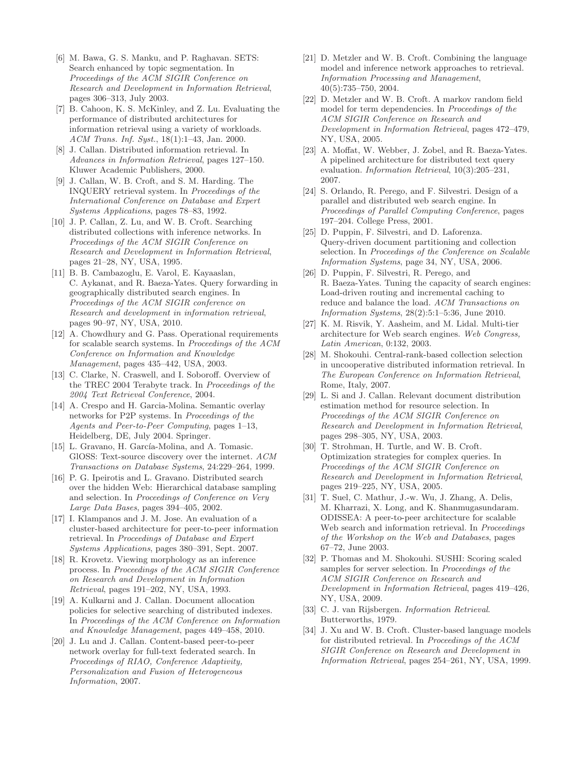[6] M. Bawa, G. S. Manku, and P. Raghavan. SETS: Search enhanced by topic segmentation. In *Proceedings of the ACM SIGIR Conference on Research and Development in Information Retrieval*, pages 306–313, July 2003.

[7] B. Cahoon, K. S. McKinley, and Z. Lu. Evaluating the performance of distributed architectures for information retrieval using a variety of workloads. *ACM Trans. Inf. Syst.*, 18(1):1–43, Jan. 2000.

[8] J. Callan. Distributed information retrieval. In *Advances in Information Retrieval*, pages 127–150. Kluwer Academic Publishers, 2000.

[9] J. Callan, W. B. Croft, and S. M. Harding. The INQUERY retrieval system. In *Proceedings of the International Conference on Database and Expert Systems Applications*, pages 78–83, 1992.

[10] J. P. Callan, Z. Lu, and W. B. Croft. Searching distributed collections with inference networks. In *Proceedings of the ACM SIGIR Conference on Research and Development in Information Retrieval*, pages 21–28, NY, USA, 1995.

[11] B. B. Cambazoglu, E. Varol, E. Kayaaslan, C. Aykanat, and R. Baeza-Yates. Query forwarding in geographically distributed search engines. In *Proceedings of the ACM SIGIR conference on Research and development in information retrieval*, pages 90–97, NY, USA, 2010.

[12] A. Chowdhury and G. Pass. Operational requirements for scalable search systems. In *Proceedings of the ACM Conference on Information and Knowledge Management*, pages 435–442, USA, 2003.

[13] C. Clarke, N. Craswell, and I. Soboroff. Overview of the TREC 2004 Terabyte track. In *Proceedings of the 2004 Text Retrieval Conference*, 2004.

[14] A. Crespo and H. Garcia-Molina. Semantic overlay networks for P2P systems. In *Proceedings of the Agents and Peer-to-Peer Computing*, pages 1–13, Heidelberg, DE, July 2004. Springer.

[15] L. Gravano, H. García-Molina, and A. Tomasic. GlOSS: Text-source discovery over the internet. *ACM Transactions on Database Systems*, 24:229–264, 1999.

[16] P. G. Ipeirotis and L. Gravano. Distributed search over the hidden Web: Hierarchical database sampling and selection. In *Proceedings of Conference on Very Large Data Bases*, pages 394–405, 2002.

[17] I. Klampanos and J. M. Jose. An evaluation of a cluster-based architecture for peer-to-peer information retrieval. In *Proceedings of Database and Expert Systems Applications*, pages 380–391, Sept. 2007.

[18] R. Krovetz. Viewing morphology as an inference process. In *Proceedings of the ACM SIGIR Conference on Research and Development in Information Retrieval*, pages 191–202, NY, USA, 1993.

[19] A. Kulkarni and J. Callan. Document allocation policies for selective searching of distributed indexes. In *Proceedings of the ACM Conference on Information and Knowledge Management*, pages 449–458, 2010.

[20] J. Lu and J. Callan. Content-based peer-to-peer network overlay for full-text federated search. In *Proceedings of RIAO, Conference Adaptivity, Personalization and Fusion of Heterogeneous Information*, 2007.

[21] D. Metzler and W. B. Croft. Combining the language model and inference network approaches to retrieval. *Information Processing and Management*, 40(5):735–750, 2004.

[22] D. Metzler and W. B. Croft. A markov random field model for term dependencies. In *Proceedings of the ACM SIGIR Conference on Research and Development in Information Retrieval*, pages 472–479, NY, USA, 2005.

[23] A. Moffat, W. Webber, J. Zobel, and R. Baeza-Yates. A pipelined architecture for distributed text query evaluation. *Information Retrieval*, 10(3):205–231, 2007.

[24] S. Orlando, R. Perego, and F. Silvestri. Design of a parallel and distributed web search engine. In *Proceedings of Parallel Computing Conference*, pages 197–204. College Press, 2001.

[25] D. Puppin, F. Silvestri, and D. Laforenza. Query-driven document partitioning and collection selection. In *Proceedings of the Conference on Scalable Information Systems*, page 34, NY, USA, 2006.

[26] D. Puppin, F. Silvestri, R. Perego, and R. Baeza-Yates. Tuning the capacity of search engines: Load-driven routing and incremental caching to reduce and balance the load. *ACM Transactions on Information Systems*, 28(2):5:1–5:36, June 2010.

[27] K. M. Risvik, Y. Aasheim, and M. Lidal. Multi-tier architecture for Web search engines. *Web Congress, Latin American*, 0:132, 2003.

[28] M. Shokouhi. Central-rank-based collection selection in uncooperative distributed information retrieval. In *The European Conference on Information Retrieval*, Rome, Italy, 2007.

[29] L. Si and J. Callan. Relevant document distribution estimation method for resource selection. In *Proceedings of the ACM SIGIR Conference on Research and Development in Information Retrieval*, pages 298–305, NY, USA, 2003.

[30] T. Strohman, H. Turtle, and W. B. Croft. Optimization strategies for complex queries. In *Proceedings of the ACM SIGIR Conference on Research and Development in Information Retrieval*, pages 219–225, NY, USA, 2005.

[31] T. Suel, C. Mathur, J.-w. Wu, J. Zhang, A. Delis, M. Kharrazi, X. Long, and K. Shanmugasundaram. ODISSEA: A peer-to-peer architecture for scalable Web search and information retrieval. In *Proceedings of the Workshop on the Web and Databases*, pages 67–72, June 2003.

[32] P. Thomas and M. Shokouhi. SUSHI: Scoring scaled samples for server selection. In *Proceedings of the ACM SIGIR Conference on Research and Development in Information Retrieval*, pages 419–426, NY, USA, 2009.

[33] C. J. van Rijsbergen. *Information Retrieval*. Butterworths, 1979.

[34] J. Xu and W. B. Croft. Cluster-based language models for distributed retrieval. In *Proceedings of the ACM SIGIR Conference on Research and Development in Information Retrieval*, pages 254–261, NY, USA, 1999.